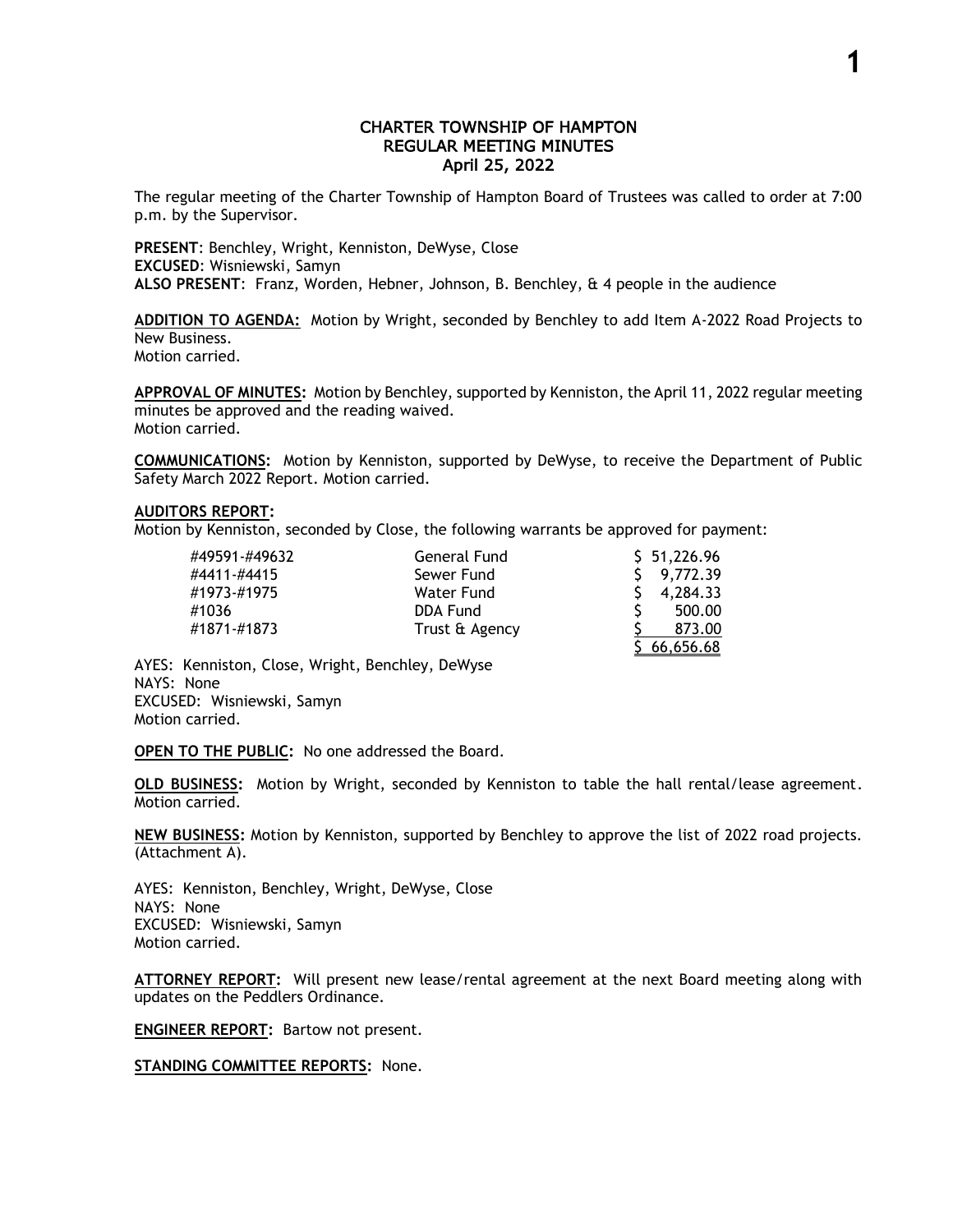# CHARTER TOWNSHIP OF HAMPTON
## REGULAR MEETING MINUTES
### April 25, 2022

The regular meeting of the Charter Township of Hampton Board of Trustees was called to order at 7:00 p.m. by the Supervisor.

**PRESENT**: Benchley, Wright, Kenniston, DeWyse, Close
**EXCUSED**: Wisniewski, Samyn
**ALSO PRESENT**: Franz, Worden, Hebner, Johnson, B. Benchley, & 4 people in the audience

**ADDITION TO AGENDA:** Motion by Wright, seconded by Benchley to add Item A-2022 Road Projects to New Business.
Motion carried.

**APPROVAL OF MINUTES:** Motion by Benchley, supported by Kenniston, the April 11, 2022 regular meeting minutes be approved and the reading waived.
Motion carried.

**COMMUNICATIONS:** Motion by Kenniston, supported by DeWyse, to receive the Department of Public Safety March 2022 Report. Motion carried.

**AUDITORS REPORT:**
Motion by Kenniston, seconded by Close, the following warrants be approved for payment:

| | | |
|---|---|---|
| #49591-#49632 | General Fund | $ 51,226.96 |
| #4411-#4415 | Sewer Fund | $ 9,772.39 |
| #1973-#1975 | Water Fund | $ 4,284.33 |
| #1036 | DDA Fund | $ 500.00 |
| #1871-#1873 | Trust & Agency | $ 873.00 |
| | | $ 66,656.68 |

AYES: Kenniston, Close, Wright, Benchley, DeWyse
NAYS: None
EXCUSED: Wisniewski, Samyn
Motion carried.

**OPEN TO THE PUBLIC:** No one addressed the Board.

**OLD BUSINESS:** Motion by Wright, seconded by Kenniston to table the hall rental/lease agreement. Motion carried.

**NEW BUSINESS:** Motion by Kenniston, supported by Benchley to approve the list of 2022 road projects. (Attachment A).

AYES: Kenniston, Benchley, Wright, DeWyse, Close
NAYS: None
EXCUSED: Wisniewski, Samyn
Motion carried.

**ATTORNEY REPORT:** Will present new lease/rental agreement at the next Board meeting along with updates on the Peddlers Ordinance.

**ENGINEER REPORT:** Bartow not present.

**STANDING COMMITTEE REPORTS:** None.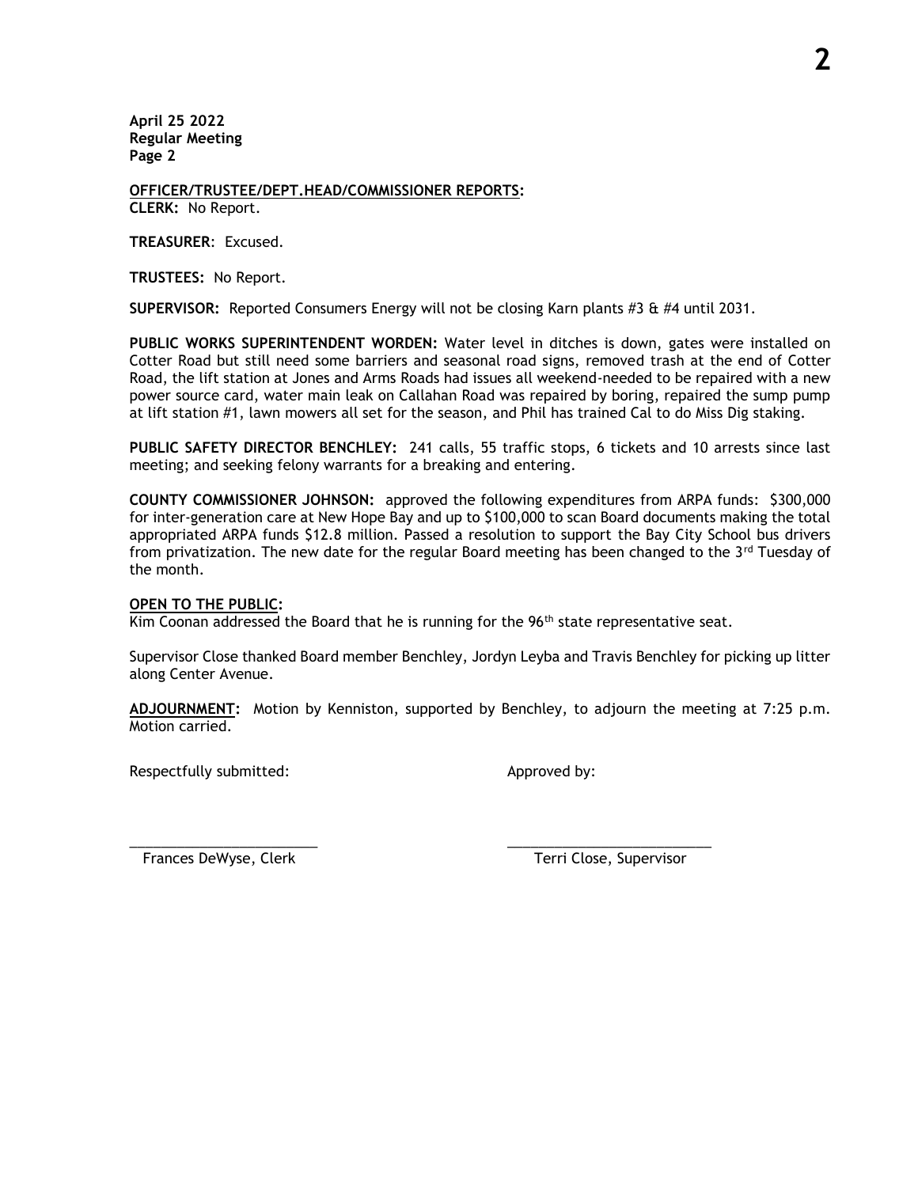**April 25 2022**
**Regular Meeting**
**Page 2**

**OFFICER/TRUSTEE/DEPT.HEAD/COMMISSIONER REPORTS:**
**CLERK:** No Report.

**TREASURER**: Excused.

**TRUSTEES:** No Report.

**SUPERVISOR:** Reported Consumers Energy will not be closing Karn plants #3 & #4 until 2031.

**PUBLIC WORKS SUPERINTENDENT WORDEN:** Water level in ditches is down, gates were installed on Cotter Road but still need some barriers and seasonal road signs, removed trash at the end of Cotter Road, the lift station at Jones and Arms Roads had issues all weekend-needed to be repaired with a new power source card, water main leak on Callahan Road was repaired by boring, repaired the sump pump at lift station #1, lawn mowers all set for the season, and Phil has trained Cal to do Miss Dig staking.

**PUBLIC SAFETY DIRECTOR BENCHLEY:** 241 calls, 55 traffic stops, 6 tickets and 10 arrests since last meeting; and seeking felony warrants for a breaking and entering.

**COUNTY COMMISSIONER JOHNSON:** approved the following expenditures from ARPA funds: $300,000 for inter-generation care at New Hope Bay and up to $100,000 to scan Board documents making the total appropriated ARPA funds $12.8 million. Passed a resolution to support the Bay City School bus drivers from privatization. The new date for the regular Board meeting has been changed to the 3rd Tuesday of the month.

**OPEN TO THE PUBLIC:**
Kim Coonan addressed the Board that he is running for the 96th state representative seat.

Supervisor Close thanked Board member Benchley, Jordyn Leyba and Travis Benchley for picking up litter along Center Avenue.

**ADJOURNMENT:** Motion by Kenniston, supported by Benchley, to adjourn the meeting at 7:25 p.m. Motion carried.

Respectfully submitted: Approved by:

\_\_\_\_\_\_\_\_\_\_\_\_\_\_\_\_\_\_\_\_\_\_\_\_ \_\_\_\_\_\_\_\_\_\_\_\_\_\_\_\_\_\_\_\_\_\_\_\_\_\_
Frances DeWyse, Clerk Terri Close, Supervisor